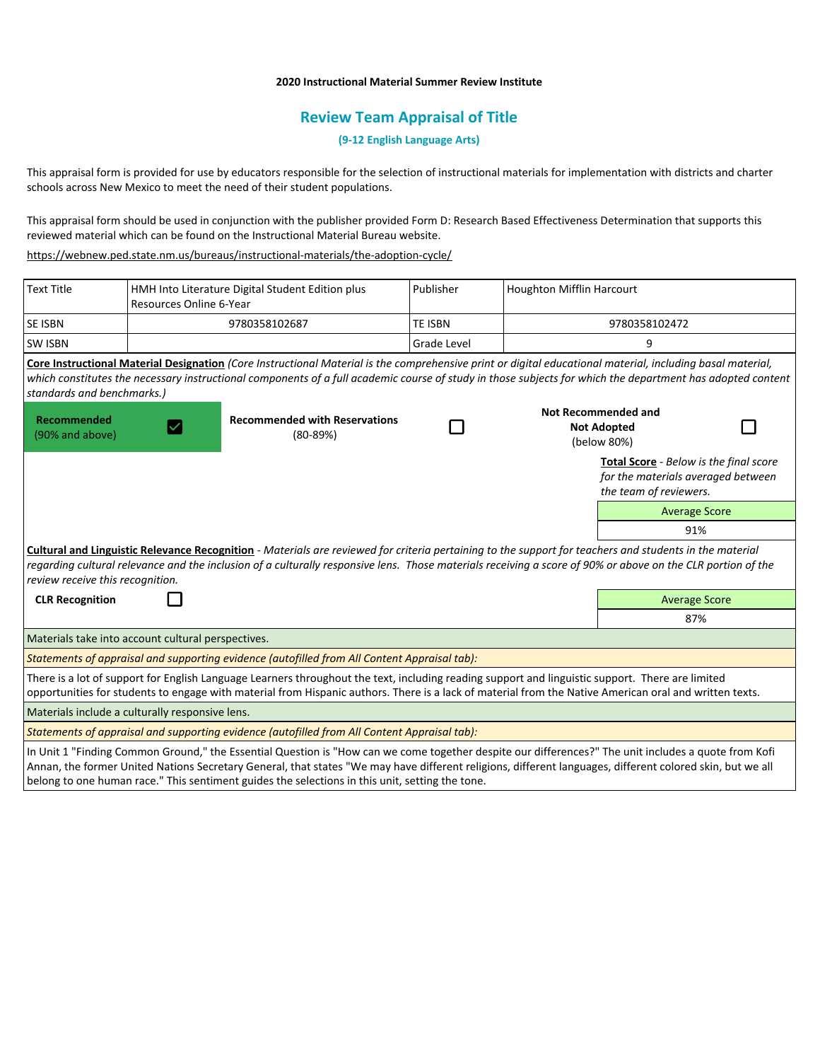**2020 Instructional Material Summer Review Institute**

# Review Team Appraisal of Title

**(9-12 English Language Arts)**

This appraisal form is provided for use by educators responsible for the selection of instructional materials for implementation with districts and charter schools across New Mexico to meet the need of their student populations.

This appraisal form should be used in conjunction with the publisher provided Form D: Research Based Effectiveness Determination that supports this reviewed material which can be found on the Instructional Material Bureau website.

https://webnew.ped.state.nm.us/bureaus/instructional-materials/the-adoption-cycle/

| Text Title | HMH Into Literature Digital Student Edition plus Resources Online 6-Year | Publisher | Houghton Mifflin Harcourt |
|---|---|---|---|
| SE ISBN | 9780358102687 | TE ISBN | 9780358102472 |
| SW ISBN | | Grade Level | 9 |

**Core Instructional Material Designation** *(Core Instructional Material is the comprehensive print or digital educational material, including basal material, which constitutes the necessary instructional components of a full academic course of study in those subjects for which the department has adopted content standards and benchmarks.)*

| Recommended (90% and above) | Recommended with Reservations (80-89%) | Not Recommended and Not Adopted (below 80%) |
|---|---|---|
| ☑ | ☐ | ☐ |

**Total Score** - *Below is the final score for the materials averaged between the team of reviewers.*

| Average Score |
|---|
| 91% |

**Cultural and Linguistic Relevance Recognition** - *Materials are reviewed for criteria pertaining to the support for teachers and students in the material regarding cultural relevance and the inclusion of a culturally responsive lens. Those materials receiving a score of 90% or above on the CLR portion of the review receive this recognition.*

**CLR Recognition** ☐

| Average Score |
|---|
| 87% |

Materials take into account cultural perspectives.

*Statements of appraisal and supporting evidence (autofilled from All Content Appraisal tab):*

There is a lot of support for English Language Learners throughout the text, including reading support and linguistic support. There are limited opportunities for students to engage with material from Hispanic authors. There is a lack of material from the Native American oral and written texts.

Materials include a culturally responsive lens.

*Statements of appraisal and supporting evidence (autofilled from All Content Appraisal tab):*

In Unit 1 "Finding Common Ground," the Essential Question is "How can we come together despite our differences?" The unit includes a quote from Kofi Annan, the former United Nations Secretary General, that states "We may have different religions, different languages, different colored skin, but we all belong to one human race." This sentiment guides the selections in this unit, setting the tone.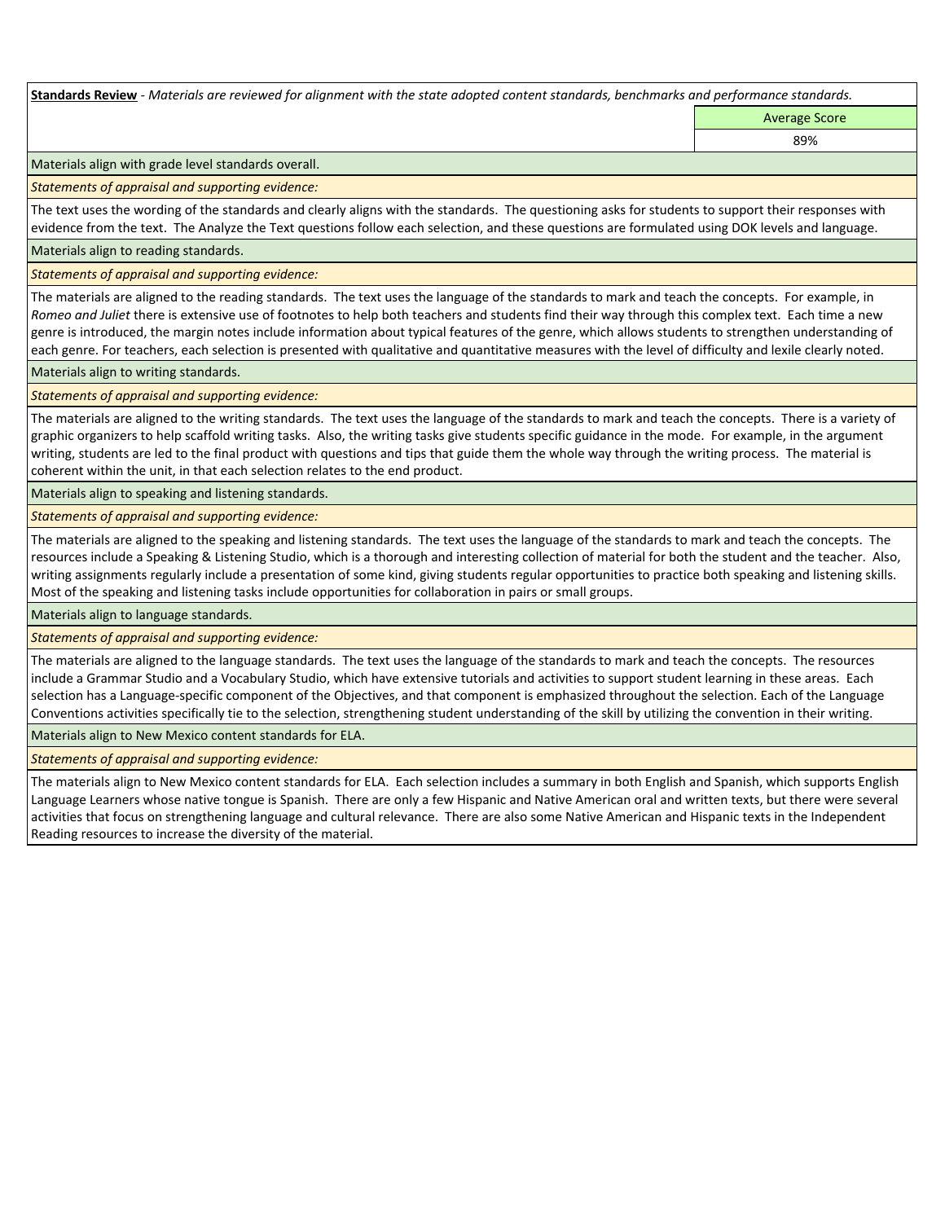**Standards Review** - *Materials are reviewed for alignment with the state adopted content standards, benchmarks and performance standards.*

| | Average Score |
|---|---|
| | 89% |

Materials align with grade level standards overall.

*Statements of appraisal and supporting evidence:*

The text uses the wording of the standards and clearly aligns with the standards. The questioning asks for students to support their responses with evidence from the text. The Analyze the Text questions follow each selection, and these questions are formulated using DOK levels and language.

Materials align to reading standards.

*Statements of appraisal and supporting evidence:*

The materials are aligned to the reading standards. The text uses the language of the standards to mark and teach the concepts. For example, in *Romeo and Juliet* there is extensive use of footnotes to help both teachers and students find their way through this complex text. Each time a new genre is introduced, the margin notes include information about typical features of the genre, which allows students to strengthen understanding of each genre. For teachers, each selection is presented with qualitative and quantitative measures with the level of difficulty and lexile clearly noted.

Materials align to writing standards.

*Statements of appraisal and supporting evidence:*

The materials are aligned to the writing standards. The text uses the language of the standards to mark and teach the concepts. There is a variety of graphic organizers to help scaffold writing tasks. Also, the writing tasks give students specific guidance in the mode. For example, in the argument writing, students are led to the final product with questions and tips that guide them the whole way through the writing process. The material is coherent within the unit, in that each selection relates to the end product.

Materials align to speaking and listening standards.

*Statements of appraisal and supporting evidence:*

The materials are aligned to the speaking and listening standards. The text uses the language of the standards to mark and teach the concepts. The resources include a Speaking & Listening Studio, which is a thorough and interesting collection of material for both the student and the teacher. Also, writing assignments regularly include a presentation of some kind, giving students regular opportunities to practice both speaking and listening skills. Most of the speaking and listening tasks include opportunities for collaboration in pairs or small groups.

Materials align to language standards.

*Statements of appraisal and supporting evidence:*

The materials are aligned to the language standards. The text uses the language of the standards to mark and teach the concepts. The resources include a Grammar Studio and a Vocabulary Studio, which have extensive tutorials and activities to support student learning in these areas. Each selection has a Language-specific component of the Objectives, and that component is emphasized throughout the selection. Each of the Language Conventions activities specifically tie to the selection, strengthening student understanding of the skill by utilizing the convention in their writing.

Materials align to New Mexico content standards for ELA.

*Statements of appraisal and supporting evidence:*

The materials align to New Mexico content standards for ELA. Each selection includes a summary in both English and Spanish, which supports English Language Learners whose native tongue is Spanish. There are only a few Hispanic and Native American oral and written texts, but there were several activities that focus on strengthening language and cultural relevance. There are also some Native American and Hispanic texts in the Independent Reading resources to increase the diversity of the material.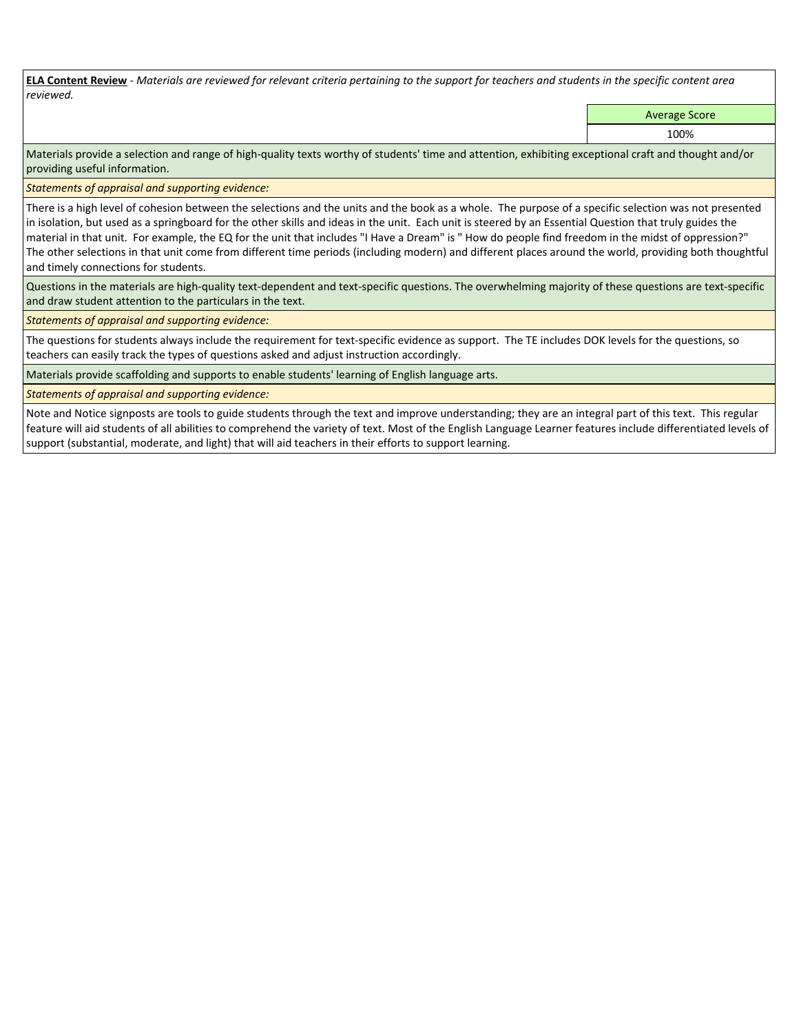**ELA Content Review** - *Materials are reviewed for relevant criteria pertaining to the support for teachers and students in the specific content area reviewed.*

| Average Score |
| --- |
| 100% |

Materials provide a selection and range of high-quality texts worthy of students' time and attention, exhibiting exceptional craft and thought and/or providing useful information.

*Statements of appraisal and supporting evidence:*

There is a high level of cohesion between the selections and the units and the book as a whole. The purpose of a specific selection was not presented in isolation, but used as a springboard for the other skills and ideas in the unit. Each unit is steered by an Essential Question that truly guides the material in that unit. For example, the EQ for the unit that includes "I Have a Dream" is " How do people find freedom in the midst of oppression?" The other selections in that unit come from different time periods (including modern) and different places around the world, providing both thoughtful and timely connections for students.

Questions in the materials are high-quality text-dependent and text-specific questions. The overwhelming majority of these questions are text-specific and draw student attention to the particulars in the text.

*Statements of appraisal and supporting evidence:*

The questions for students always include the requirement for text-specific evidence as support. The TE includes DOK levels for the questions, so teachers can easily track the types of questions asked and adjust instruction accordingly.

Materials provide scaffolding and supports to enable students' learning of English language arts.

*Statements of appraisal and supporting evidence:*

Note and Notice signposts are tools to guide students through the text and improve understanding; they are an integral part of this text. This regular feature will aid students of all abilities to comprehend the variety of text. Most of the English Language Learner features include differentiated levels of support (substantial, moderate, and light) that will aid teachers in their efforts to support learning.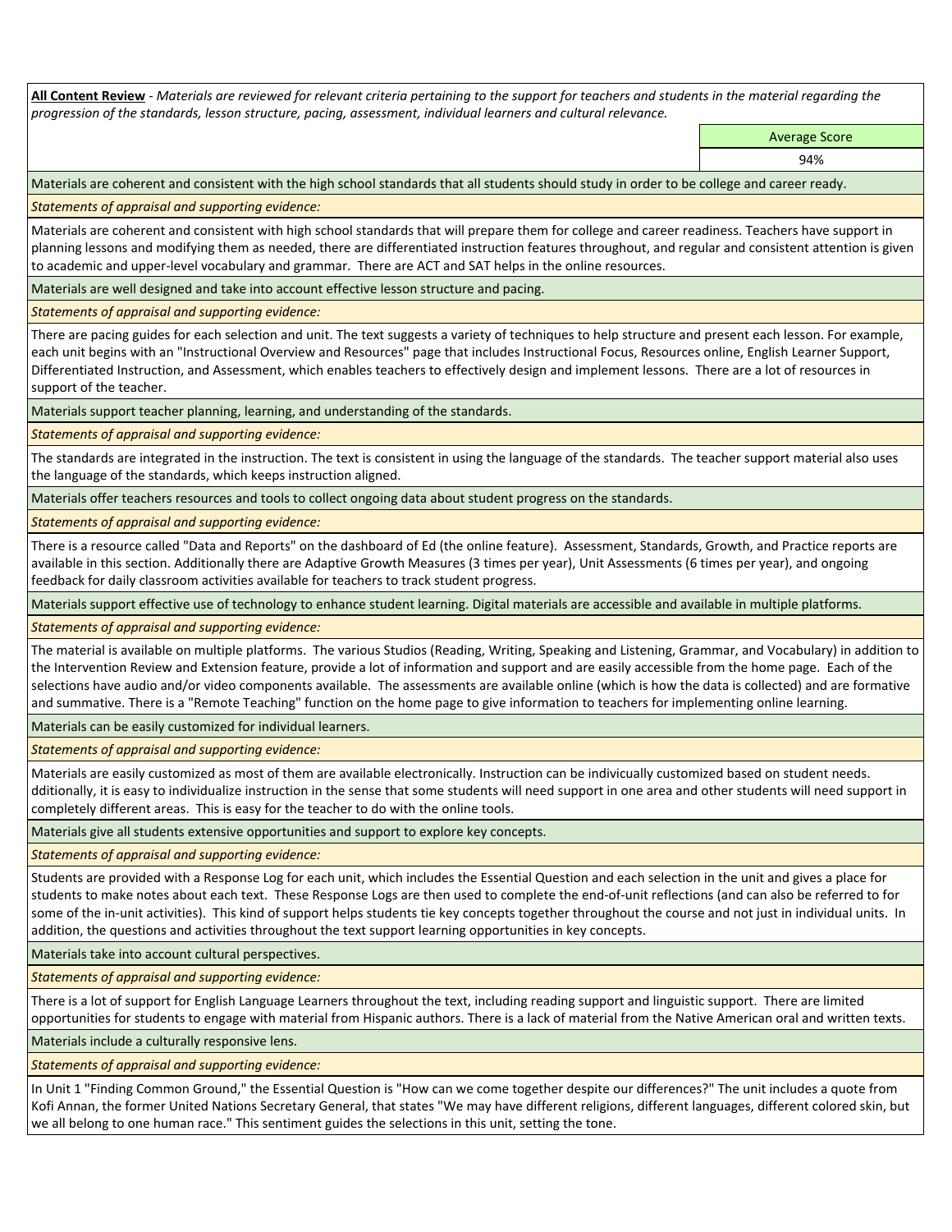**<u>All Content Review</u>** - *Materials are reviewed for relevant criteria pertaining to the support for teachers and students in the material regarding the progression of the standards, lesson structure, pacing, assessment, individual learners and cultural relevance.*

| | Average Score |
|---|---|
| | 94% |

Materials are coherent and consistent with the high school standards that all students should study in order to be college and career ready.

*Statements of appraisal and supporting evidence:*

Materials are coherent and consistent with high school standards that will prepare them for college and career readiness. Teachers have support in planning lessons and modifying them as needed, there are differentiated instruction features throughout, and regular and consistent attention is given to academic and upper-level vocabulary and grammar. There are ACT and SAT helps in the online resources.

Materials are well designed and take into account effective lesson structure and pacing.

*Statements of appraisal and supporting evidence:*

There are pacing guides for each selection and unit. The text suggests a variety of techniques to help structure and present each lesson. For example, each unit begins with an "Instructional Overview and Resources" page that includes Instructional Focus, Resources online, English Learner Support, Differentiated Instruction, and Assessment, which enables teachers to effectively design and implement lessons. There are a lot of resources in support of the teacher.

Materials support teacher planning, learning, and understanding of the standards.

*Statements of appraisal and supporting evidence:*

The standards are integrated in the instruction. The text is consistent in using the language of the standards. The teacher support material also uses the language of the standards, which keeps instruction aligned.

Materials offer teachers resources and tools to collect ongoing data about student progress on the standards.

*Statements of appraisal and supporting evidence:*

There is a resource called "Data and Reports" on the dashboard of Ed (the online feature). Assessment, Standards, Growth, and Practice reports are available in this section. Additionally there are Adaptive Growth Measures (3 times per year), Unit Assessments (6 times per year), and ongoing feedback for daily classroom activities available for teachers to track student progress.

Materials support effective use of technology to enhance student learning. Digital materials are accessible and available in multiple platforms.

*Statements of appraisal and supporting evidence:*

The material is available on multiple platforms. The various Studios (Reading, Writing, Speaking and Listening, Grammar, and Vocabulary) in addition to the Intervention Review and Extension feature, provide a lot of information and support and are easily accessible from the home page. Each of the selections have audio and/or video components available. The assessments are available online (which is how the data is collected) and are formative and summative. There is a "Remote Teaching" function on the home page to give information to teachers for implementing online learning.

Materials can be easily customized for individual learners.

*Statements of appraisal and supporting evidence:*

Materials are easily customized as most of them are available electronically. Instruction can be indicvidually customized based on student needs. dditionally, it is easy to individualize instruction in the sense that some students will need support in one area and other students will need support in completely different areas. This is easy for the teacher to do with the online tools.

Materials give all students extensive opportunities and support to explore key concepts.

*Statements of appraisal and supporting evidence:*

Students are provided with a Response Log for each unit, which includes the Essential Question and each selection in the unit and gives a place for students to make notes about each text. These Response Logs are then used to complete the end-of-unit reflections (and can also be referred to for some of the in-unit activities). This kind of support helps students tie key concepts together throughout the course and not just in individual units. In addition, the questions and activities throughout the text support learning opportunities in key concepts.

Materials take into account cultural perspectives.

*Statements of appraisal and supporting evidence:*

There is a lot of support for English Language Learners throughout the text, including reading support and linguistic support. There are limited opportunities for students to engage with material from Hispanic authors. There is a lack of material from the Native American oral and written texts.

Materials include a culturally responsive lens.

*Statements of appraisal and supporting evidence:*

In Unit 1 "Finding Common Ground," the Essential Question is "How can we come together despite our differences?" The unit includes a quote from Kofi Annan, the former United Nations Secretary General, that states "We may have different religions, different languages, different colored skin, but we all belong to one human race." This sentiment guides the selections in this unit, setting the tone.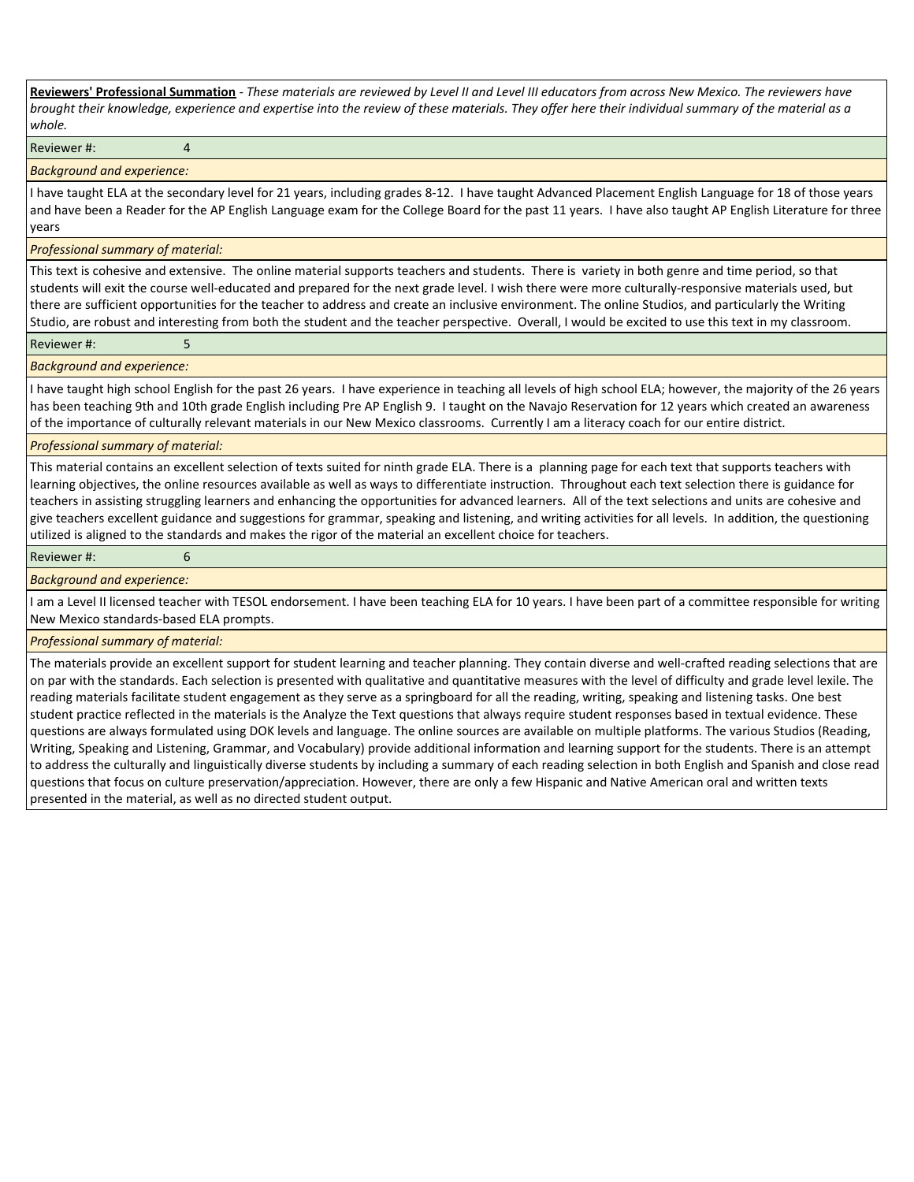**Reviewers' Professional Summation** - *These materials are reviewed by Level II and Level III educators from across New Mexico. The reviewers have brought their knowledge, experience and expertise into the review of these materials. They offer here their individual summary of the material as a whole.*

Reviewer #: 4

*Background and experience:*

I have taught ELA at the secondary level for 21 years, including grades 8-12. I have taught Advanced Placement English Language for 18 of those years and have been a Reader for the AP English Language exam for the College Board for the past 11 years. I have also taught AP English Literature for three years

*Professional summary of material:*

This text is cohesive and extensive. The online material supports teachers and students. There is variety in both genre and time period, so that students will exit the course well-educated and prepared for the next grade level. I wish there were more culturally-responsive materials used, but there are sufficient opportunities for the teacher to address and create an inclusive environment. The online Studios, and particularly the Writing Studio, are robust and interesting from both the student and the teacher perspective. Overall, I would be excited to use this text in my classroom.

Reviewer #: 5

*Background and experience:*

I have taught high school English for the past 26 years. I have experience in teaching all levels of high school ELA; however, the majority of the 26 years has been teaching 9th and 10th grade English including Pre AP English 9. I taught on the Navajo Reservation for 12 years which created an awareness of the importance of culturally relevant materials in our New Mexico classrooms. Currently I am a literacy coach for our entire district.

*Professional summary of material:*

This material contains an excellent selection of texts suited for ninth grade ELA. There is a planning page for each text that supports teachers with learning objectives, the online resources available as well as ways to differentiate instruction. Throughout each text selection there is guidance for teachers in assisting struggling learners and enhancing the opportunities for advanced learners. All of the text selections and units are cohesive and give teachers excellent guidance and suggestions for grammar, speaking and listening, and writing activities for all levels. In addition, the questioning utilized is aligned to the standards and makes the rigor of the material an excellent choice for teachers.

Reviewer #: 6

*Background and experience:*

I am a Level II licensed teacher with TESOL endorsement. I have been teaching ELA for 10 years. I have been part of a committee responsible for writing New Mexico standards-based ELA prompts.

*Professional summary of material:*

The materials provide an excellent support for student learning and teacher planning. They contain diverse and well-crafted reading selections that are on par with the standards. Each selection is presented with qualitative and quantitative measures with the level of difficulty and grade level lexile. The reading materials facilitate student engagement as they serve as a springboard for all the reading, writing, speaking and listening tasks. One best student practice reflected in the materials is the Analyze the Text questions that always require student responses based in textual evidence. These questions are always formulated using DOK levels and language. The online sources are available on multiple platforms. The various Studios (Reading, Writing, Speaking and Listening, Grammar, and Vocabulary) provide additional information and learning support for the students. There is an attempt to address the culturally and linguistically diverse students by including a summary of each reading selection in both English and Spanish and close read questions that focus on culture preservation/appreciation. However, there are only a few Hispanic and Native American oral and written texts presented in the material, as well as no directed student output.